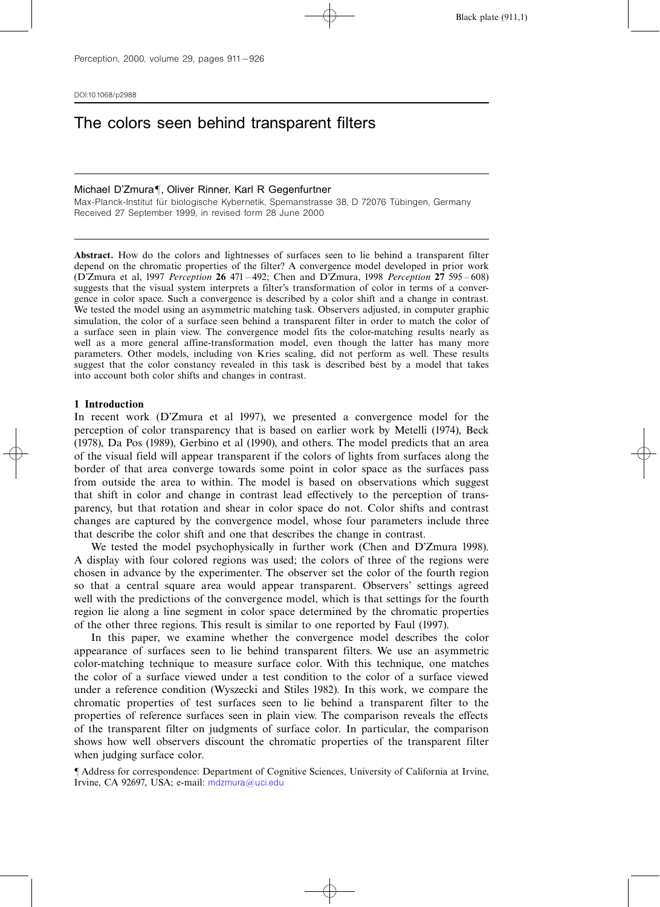DOI:10.1068/p2988

# The colors seen behind transparent filters

Michael D'Zmura¶, Oliver Rinner, Karl R Gegenfurtner

Max-Planck-Institut für biologische Kybernetik, Spemanstrasse 38, D 72076 Tübingen, Germany

Received 27 September 1999, in revised form 28 June 2000

**Abstract.** How do the colors and lightnesses of surfaces seen to lie behind a transparent filter depend on the chromatic properties of the filter? A convergence model developed in prior work (D'Zmura et al, 1997 *Perception* **26** 471–492; Chen and D'Zmura, 1998 *Perception* **27** 595–608) suggests that the visual system interprets a filter's transformation of color in terms of a convergence in color space. Such a convergence is described by a color shift and a change in contrast. We tested the model using an asymmetric matching task. Observers adjusted, in computer graphic simulation, the color of a surface seen behind a transparent filter in order to match the color of a surface seen in plain view. The convergence model fits the color-matching results nearly as well as a more general affine-transformation model, even though the latter has many more parameters. Other models, including von Kries scaling, did not perform as well. These results suggest that the color constancy revealed in this task is described best by a model that takes into account both color shifts and changes in contrast.

## 1 Introduction

In recent work (D'Zmura et al 1997), we presented a convergence model for the perception of color transparency that is based on earlier work by Metelli (1974), Beck (1978), Da Pos (1989), Gerbino et al (1990), and others. The model predicts that an area of the visual field will appear transparent if the colors of lights from surfaces along the border of that area converge towards some point in color space as the surfaces pass from outside the area to within. The model is based on observations which suggest that shift in color and change in contrast lead effectively to the perception of transparency, but that rotation and shear in color space do not. Color shifts and contrast changes are captured by the convergence model, whose four parameters include three that describe the color shift and one that describes the change in contrast.

We tested the model psychophysically in further work (Chen and D'Zmura 1998). A display with four colored regions was used; the colors of three of the regions were chosen in advance by the experimenter. The observer set the color of the fourth region so that a central square area would appear transparent. Observers' settings agreed well with the predictions of the convergence model, which is that settings for the fourth region lie along a line segment in color space determined by the chromatic properties of the other three regions. This result is similar to one reported by Faul (1997).

In this paper, we examine whether the convergence model describes the color appearance of surfaces seen to lie behind transparent filters. We use an asymmetric color-matching technique to measure surface color. With this technique, one matches the color of a surface viewed under a test condition to the color of a surface viewed under a reference condition (Wyszecki and Stiles 1982). In this work, we compare the chromatic properties of test surfaces seen to lie behind a transparent filter to the properties of reference surfaces seen in plain view. The comparison reveals the effects of the transparent filter on judgments of surface color. In particular, the comparison shows how well observers discount the chromatic properties of the transparent filter when judging surface color.

¶ Address for correspondence: Department of Cognitive Sciences, University of California at Irvine, Irvine, CA 92697, USA; e-mail: mdzmura@uci.edu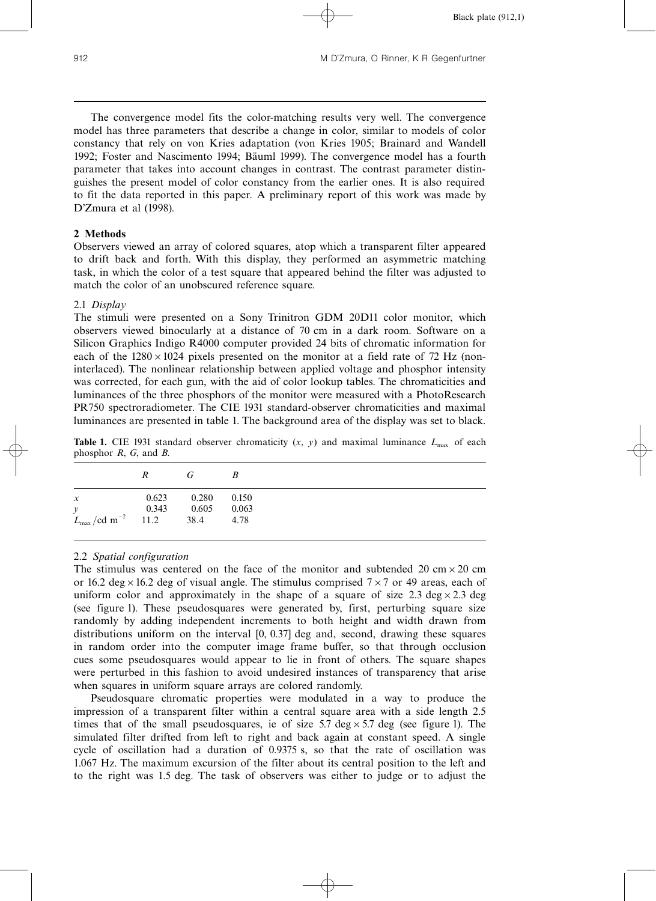The convergence model fits the color-matching results very well. The convergence model has three parameters that describe a change in color, similar to models of color constancy that rely on von Kries adaptation (von Kries 1905; Brainard and Wandell 1992; Foster and Nascimento 1994; Bäuml 1999). The convergence model has a fourth parameter that takes into account changes in contrast. The contrast parameter distinguishes the present model of color constancy from the earlier ones. It is also required to fit the data reported in this paper. A preliminary report of this work was made by D'Zmura et al (1998).

## 2 Methods

Observers viewed an array of colored squares, atop which a transparent filter appeared to drift back and forth. With this display, they performed an asymmetric matching task, in which the color of a test square that appeared behind the filter was adjusted to match the color of an unobscured reference square.

### 2.1 *Display*

The stimuli were presented on a Sony Trinitron GDM 20D11 color monitor, which observers viewed binocularly at a distance of 70 cm in a dark room. Software on a Silicon Graphics Indigo R4000 computer provided 24 bits of chromatic information for each of the $1280 \times 1024$ pixels presented on the monitor at a field rate of 72 Hz (non-interlaced). The nonlinear relationship between applied voltage and phosphor intensity was corrected, for each gun, with the aid of color lookup tables. The chromaticities and luminances of the three phosphors of the monitor were measured with a PhotoResearch PR750 spectroradiometer. The CIE 1931 standard-observer chromaticities and maximal luminances are presented in table 1. The background area of the display was set to black.

**Table 1.** CIE 1931 standard observer chromaticity ($x$, $y$) and maximal luminance $L_{max}$ of each phosphor $R$, $G$, and $B$.

| | $R$ | $G$ | $B$ |
|---|---|---|---|
| $x$ | 0.623 | 0.280 | 0.150 |
| $y$ | 0.343 | 0.605 | 0.063 |
| $L_{max}/\text{cd m}^{-2}$ | 11.2 | 38.4 | 4.78 |

### 2.2 *Spatial configuration*

The stimulus was centered on the face of the monitor and subtended 20 cm × 20 cm or 16.2 deg × 16.2 deg of visual angle. The stimulus comprised $7 \times 7$ or 49 areas, each of uniform color and approximately in the shape of a square of size 2.3 deg × 2.3 deg (see figure 1). These pseudosquares were generated by, first, perturbing square size randomly by adding independent increments to both height and width drawn from distributions uniform on the interval [0, 0.37] deg and, second, drawing these squares in random order into the computer image frame buffer, so that through occlusion cues some pseudosquares would appear to lie in front of others. The square shapes were perturbed in this fashion to avoid undesired instances of transparency that arise when squares in uniform square arrays are colored randomly.

Pseudosquare chromatic properties were modulated in a way to produce the impression of a transparent filter within a central square area with a side length 2.5 times that of the small pseudosquares, ie of size 5.7 deg × 5.7 deg (see figure 1). The simulated filter drifted from left to right and back again at constant speed. A single cycle of oscillation had a duration of 0.9375 s, so that the rate of oscillation was 1.067 Hz. The maximum excursion of the filter about its central position to the left and to the right was 1.5 deg. The task of observers was either to judge or to adjust the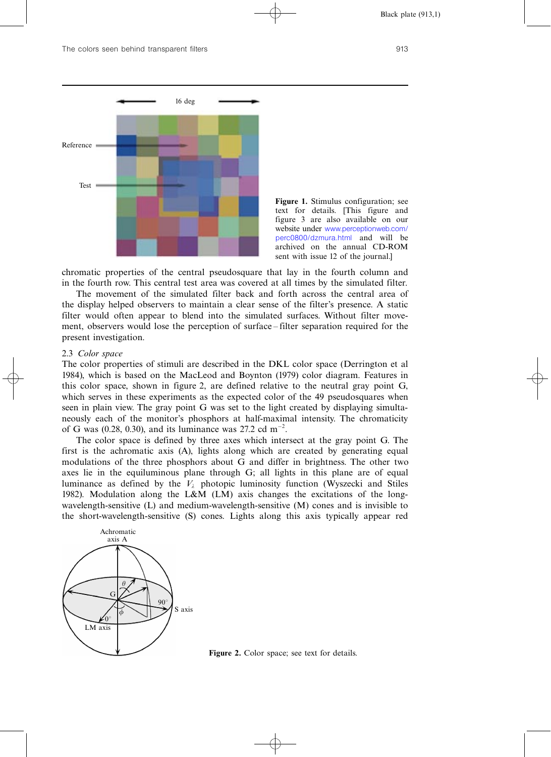Figure 1. Stimulus configuration; see text for details. [This figure and figure 3 are also available on our website under www.perceptionweb.com/perc0800/dzmura.html and will be archived on the annual CD-ROM sent with issue 12 of the journal.]

chromatic properties of the central pseudosquare that lay in the fourth column and in the fourth row. This central test area was covered at all times by the simulated filter.

The movement of the simulated filter back and forth across the central area of the display helped observers to maintain a clear sense of the filter's presence. A static filter would often appear to blend into the simulated surfaces. Without filter movement, observers would lose the perception of surface–filter separation required for the present investigation.

### 2.3 *Color space*

The color properties of stimuli are described in the DKL color space (Derrington et al 1984), which is based on the MacLeod and Boynton (1979) color diagram. Features in this color space, shown in figure 2, are defined relative to the neutral gray point G, which serves in these experiments as the expected color of the 49 pseudosquares when seen in plain view. The gray point G was set to the light created by displaying simultaneously each of the monitor's phosphors at half-maximal intensity. The chromaticity of G was (0.28, 0.30), and its luminance was 27.2 cd $m^{-2}$.

The color space is defined by three axes which intersect at the gray point G. The first is the achromatic axis (A), lights along which are created by generating equal modulations of the three phosphors about G and differ in brightness. The other two axes lie in the equiluminous plane through G; all lights in this plane are of equal luminance as defined by the $V_\lambda$ photopic luminosity function (Wyszecki and Stiles 1982). Modulation along the L&M (LM) axis changes the excitations of the long-wavelength-sensitive (L) and medium-wavelength-sensitive (M) cones and is invisible to the short-wavelength-sensitive (S) cones. Lights along this axis typically appear red

Figure 2. Color space; see text for details.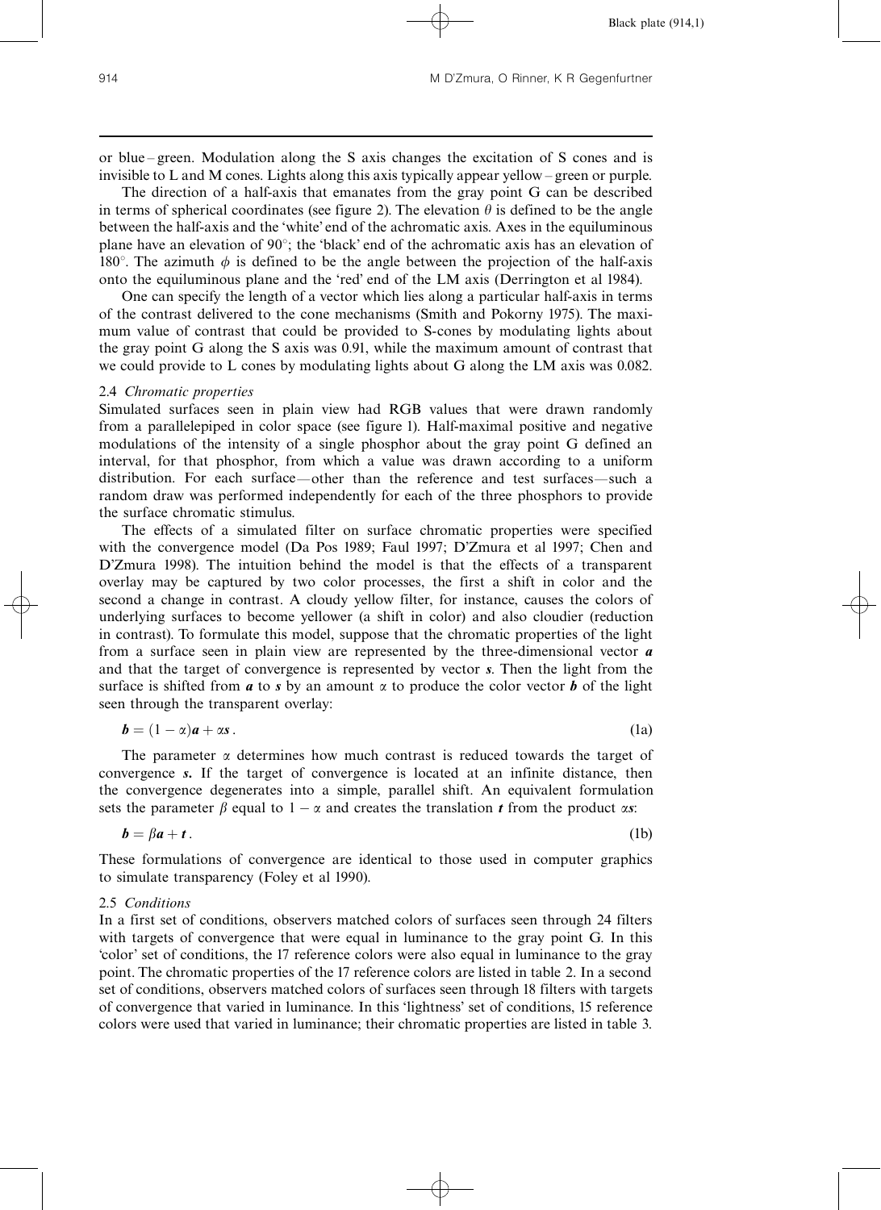or blue – green. Modulation along the S axis changes the excitation of S cones and is invisible to L and M cones. Lights along this axis typically appear yellow – green or purple.

The direction of a half-axis that emanates from the gray point G can be described in terms of spherical coordinates (see figure 2). The elevation $\theta$ is defined to be the angle between the half-axis and the 'white' end of the achromatic axis. Axes in the equiluminous plane have an elevation of 90°; the 'black' end of the achromatic axis has an elevation of 180°. The azimuth $\phi$ is defined to be the angle between the projection of the half-axis onto the equiluminous plane and the 'red' end of the LM axis (Derrington et al 1984).

One can specify the length of a vector which lies along a particular half-axis in terms of the contrast delivered to the cone mechanisms (Smith and Pokorny 1975). The maximum value of contrast that could be provided to S-cones by modulating lights about the gray point G along the S axis was 0.91, while the maximum amount of contrast that we could provide to L cones by modulating lights about G along the LM axis was 0.082.

### 2.4 *Chromatic properties*

Simulated surfaces seen in plain view had RGB values that were drawn randomly from a parallelepiped in color space (see figure 1). Half-maximal positive and negative modulations of the intensity of a single phosphor about the gray point G defined an interval, for that phosphor, from which a value was drawn according to a uniform distribution. For each surface—other than the reference and test surfaces—such a random draw was performed independently for each of the three phosphors to provide the surface chromatic stimulus.

The effects of a simulated filter on surface chromatic properties were specified with the convergence model (Da Pos 1989; Faul 1997; D'Zmura et al 1997; Chen and D'Zmura 1998). The intuition behind the model is that the effects of a transparent overlay may be captured by two color processes, the first a shift in color and the second a change in contrast. A cloudy yellow filter, for instance, causes the colors of underlying surfaces to become yellower (a shift in color) and also cloudier (reduction in contrast). To formulate this model, suppose that the chromatic properties of the light from a surface seen in plain view are represented by the three-dimensional vector $\boldsymbol{a}$ and that the target of convergence is represented by vector $\boldsymbol{s}$. Then the light from the surface is shifted from $\boldsymbol{a}$ to $\boldsymbol{s}$ by an amount $\alpha$ to produce the color vector $\boldsymbol{b}$ of the light seen through the transparent overlay:

$$\boldsymbol{b} = (1-\alpha)\boldsymbol{a} + \alpha\boldsymbol{s} \,. \tag{1a}$$

The parameter $\alpha$ determines how much contrast is reduced towards the target of convergence $\boldsymbol{s}$. If the target of convergence is located at an infinite distance, then the convergence degenerates into a simple, parallel shift. An equivalent formulation sets the parameter $\beta$ equal to $1-\alpha$ and creates the translation $\boldsymbol{t}$ from the product $\alpha\boldsymbol{s}$:

$$\boldsymbol{b} = \beta\boldsymbol{a} + \boldsymbol{t} \,. \tag{1b}$$

These formulations of convergence are identical to those used in computer graphics to simulate transparency (Foley et al 1990).

### 2.5 *Conditions*

In a first set of conditions, observers matched colors of surfaces seen through 24 filters with targets of convergence that were equal in luminance to the gray point G. In this 'color' set of conditions, the 17 reference colors were also equal in luminance to the gray point. The chromatic properties of the 17 reference colors are listed in table 2. In a second set of conditions, observers matched colors of surfaces seen through 18 filters with targets of convergence that varied in luminance. In this 'lightness' set of conditions, 15 reference colors were used that varied in luminance; their chromatic properties are listed in table 3.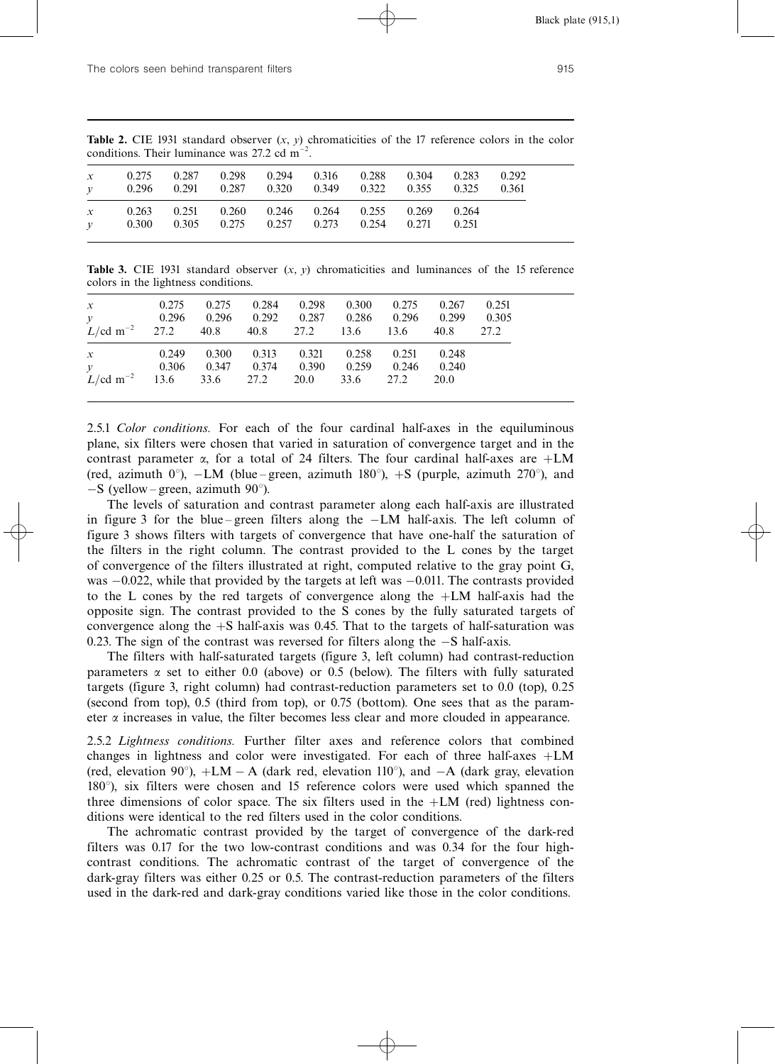**Table 2.** CIE 1931 standard observer ($x$, $y$) chromaticities of the 17 reference colors in the color conditions. Their luminance was 27.2 cd m$^{-2}$.

| | | | | | | | | | |
|---|---|---|---|---|---|---|---|---|---|
| $x$ | 0.275 | 0.287 | 0.298 | 0.294 | 0.316 | 0.288 | 0.304 | 0.283 | 0.292 |
| $y$ | 0.296 | 0.291 | 0.287 | 0.320 | 0.349 | 0.322 | 0.355 | 0.325 | 0.361 |
| $x$ | 0.263 | 0.251 | 0.260 | 0.246 | 0.264 | 0.255 | 0.269 | 0.264 | |
| $y$ | 0.300 | 0.305 | 0.275 | 0.257 | 0.273 | 0.254 | 0.271 | 0.251 | |

**Table 3.** CIE 1931 standard observer ($x$, $y$) chromaticities and luminances of the 15 reference colors in the lightness conditions.

| | | | | | | | | |
|---|---|---|---|---|---|---|---|---|
| $x$ | 0.275 | 0.275 | 0.284 | 0.298 | 0.300 | 0.275 | 0.267 | 0.251 |
| $y$ | 0.296 | 0.296 | 0.292 | 0.287 | 0.286 | 0.296 | 0.299 | 0.305 |
| $L$/cd m$^{-2}$ | 27.2 | 40.8 | 40.8 | 27.2 | 13.6 | 13.6 | 40.8 | 27.2 |
| $x$ | 0.249 | 0.300 | 0.313 | 0.321 | 0.258 | 0.251 | 0.248 | |
| $y$ | 0.306 | 0.347 | 0.374 | 0.390 | 0.259 | 0.246 | 0.240 | |
| $L$/cd m$^{-2}$ | 13.6 | 33.6 | 27.2 | 20.0 | 33.6 | 27.2 | 20.0 | |

2.5.1 *Color conditions.* For each of the four cardinal half-axes in the equiluminous plane, six filters were chosen that varied in saturation of convergence target and in the contrast parameter $\alpha$, for a total of 24 filters. The four cardinal half-axes are +LM (red, azimuth 0°), −LM (blue–green, azimuth 180°), +S (purple, azimuth 270°), and −S (yellow–green, azimuth 90°).

The levels of saturation and contrast parameter along each half-axis are illustrated in figure 3 for the blue–green filters along the −LM half-axis. The left column of figure 3 shows filters with targets of convergence that have one-half the saturation of the filters in the right column. The contrast provided to the L cones by the target of convergence of the filters illustrated at right, computed relative to the gray point G, was −0.022, while that provided by the targets at left was −0.011. The contrasts provided to the L cones by the red targets of convergence along the +LM half-axis had the opposite sign. The contrast provided to the S cones by the fully saturated targets of convergence along the +S half-axis was 0.45. That to the targets of half-saturation was 0.23. The sign of the contrast was reversed for filters along the −S half-axis.

The filters with half-saturated targets (figure 3, left column) had contrast-reduction parameters $\alpha$ set to either 0.0 (above) or 0.5 (below). The filters with fully saturated targets (figure 3, right column) had contrast-reduction parameters set to 0.0 (top), 0.25 (second from top), 0.5 (third from top), or 0.75 (bottom). One sees that as the parameter $\alpha$ increases in value, the filter becomes less clear and more clouded in appearance.

2.5.2 *Lightness conditions.* Further filter axes and reference colors that combined changes in lightness and color were investigated. For each of three half-axes +LM (red, elevation 90°), +LM − A (dark red, elevation 110°), and −A (dark gray, elevation 180°), six filters were chosen and 15 reference colors were used which spanned the three dimensions of color space. The six filters used in the +LM (red) lightness conditions were identical to the red filters used in the color conditions.

The achromatic contrast provided by the target of convergence of the dark-red filters was 0.17 for the two low-contrast conditions and was 0.34 for the four high-contrast conditions. The achromatic contrast of the target of convergence of the dark-gray filters was either 0.25 or 0.5. The contrast-reduction parameters of the filters used in the dark-red and dark-gray conditions varied like those in the color conditions.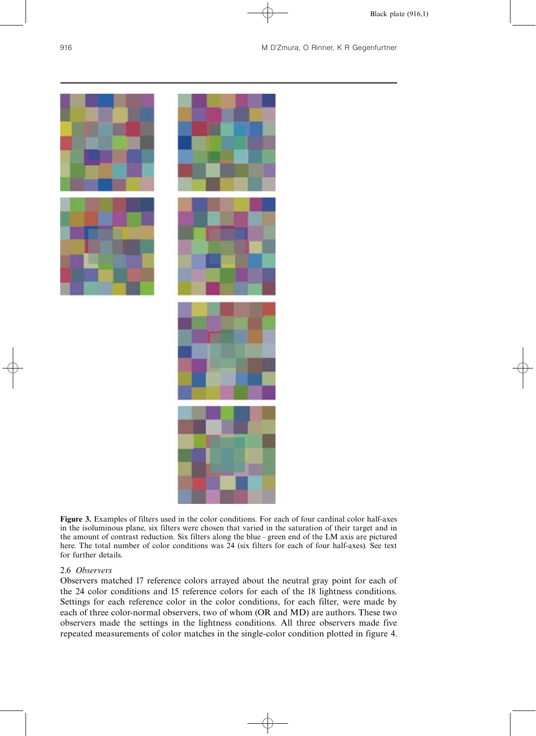**Figure 3.** Examples of filters used in the color conditions. For each of four cardinal color half-axes in the isoluminous plane, six filters were chosen that varied in the saturation of their target and in the amount of contrast reduction. Six filters along the blue – green end of the LM axis are pictured here. The total number of color conditions was 24 (six filters for each of four half-axes). See text for further details.

### 2.6 *Observers*

Observers matched 17 reference colors arrayed about the neutral gray point for each of the 24 color conditions and 15 reference colors for each of the 18 lightness conditions. Settings for each reference color in the color conditions, for each filter, were made by each of three color-normal observers, two of whom (OR and MD) are authors. These two observers made the settings in the lightness conditions. All three observers made five repeated measurements of color matches in the single-color condition plotted in figure 4.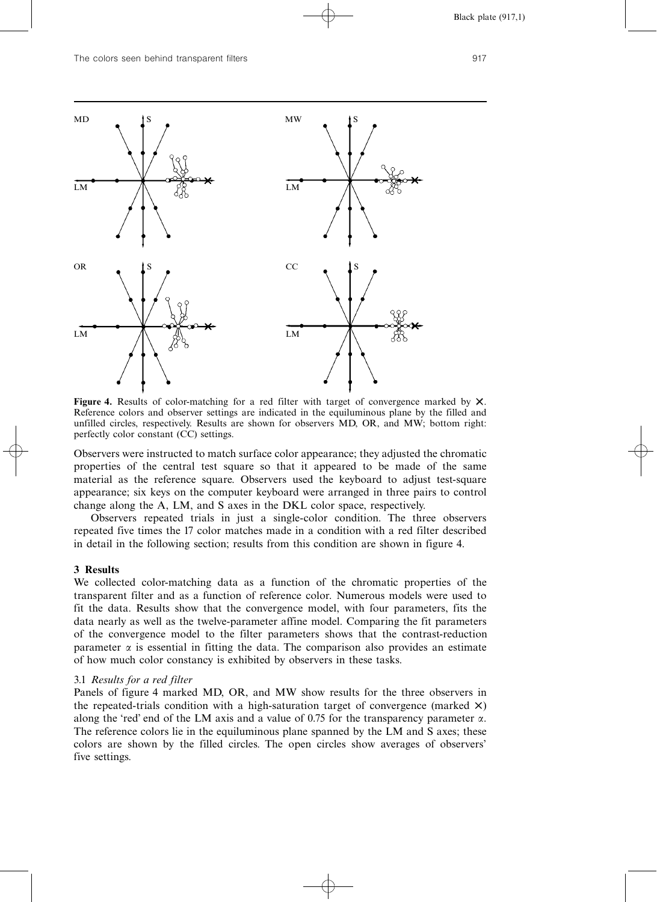**Figure 4.** Results of color-matching for a red filter with target of convergence marked by ✕. Reference colors and observer settings are indicated in the equiluminous plane by the filled and unfilled circles, respectively. Results are shown for observers MD, OR, and MW; bottom right: perfectly color constant (CC) settings.

Observers were instructed to match surface color appearance; they adjusted the chromatic properties of the central test square so that it appeared to be made of the same material as the reference square. Observers used the keyboard to adjust test-square appearance; six keys on the computer keyboard were arranged in three pairs to control change along the A, LM, and S axes in the DKL color space, respectively.

Observers repeated trials in just a single-color condition. The three observers repeated five times the 17 color matches made in a condition with a red filter described in detail in the following section; results from this condition are shown in figure 4.

## 3 Results

We collected color-matching data as a function of the chromatic properties of the transparent filter and as a function of reference color. Numerous models were used to fit the data. Results show that the convergence model, with four parameters, fits the data nearly as well as the twelve-parameter affine model. Comparing the fit parameters of the convergence model to the filter parameters shows that the contrast-reduction parameter $\alpha$ is essential in fitting the data. The comparison also provides an estimate of how much color constancy is exhibited by observers in these tasks.

### 3.1 *Results for a red filter*

Panels of figure 4 marked MD, OR, and MW show results for the three observers in the repeated-trials condition with a high-saturation target of convergence (marked ✕) along the 'red' end of the LM axis and a value of 0.75 for the transparency parameter $\alpha$. The reference colors lie in the equiluminous plane spanned by the LM and S axes; these colors are shown by the filled circles. The open circles show averages of observers' five settings.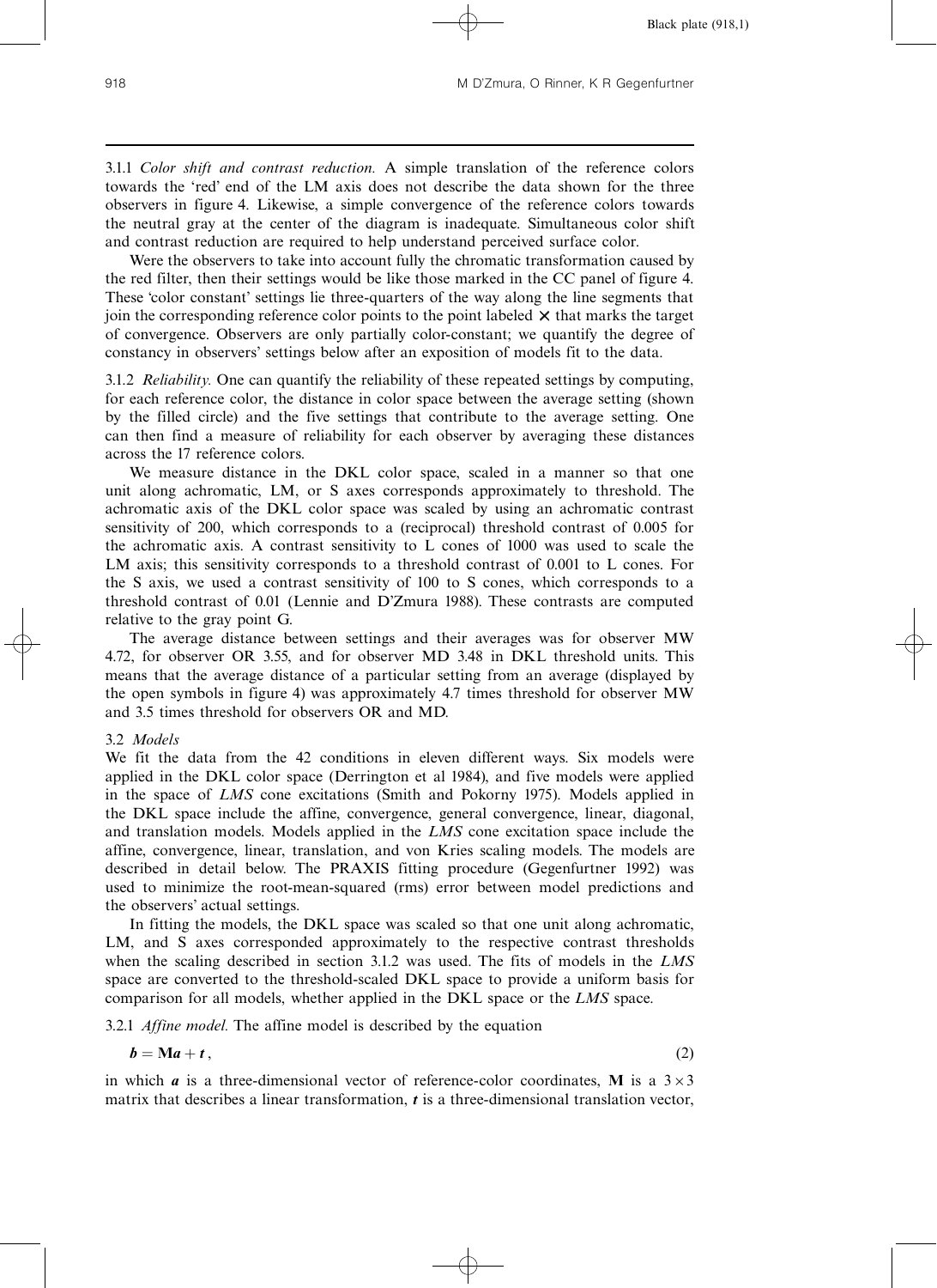3.1.1 *Color shift and contrast reduction.* A simple translation of the reference colors towards the 'red' end of the LM axis does not describe the data shown for the three observers in figure 4. Likewise, a simple convergence of the reference colors towards the neutral gray at the center of the diagram is inadequate. Simultaneous color shift and contrast reduction are required to help understand perceived surface color.

Were the observers to take into account fully the chromatic transformation caused by the red filter, then their settings would be like those marked in the CC panel of figure 4. These 'color constant' settings lie three-quarters of the way along the line segments that join the corresponding reference color points to the point labeled × that marks the target of convergence. Observers are only partially color-constant; we quantify the degree of constancy in observers' settings below after an exposition of models fit to the data.

3.1.2 *Reliability.* One can quantify the reliability of these repeated settings by computing, for each reference color, the distance in color space between the average setting (shown by the filled circle) and the five settings that contribute to the average setting. One can then find a measure of reliability for each observer by averaging these distances across the 17 reference colors.

We measure distance in the DKL color space, scaled in a manner so that one unit along achromatic, LM, or S axes corresponds approximately to threshold. The achromatic axis of the DKL color space was scaled by using an achromatic contrast sensitivity of 200, which corresponds to a (reciprocal) threshold contrast of 0.005 for the achromatic axis. A contrast sensitivity to L cones of 1000 was used to scale the LM axis; this sensitivity corresponds to a threshold contrast of 0.001 to L cones. For the S axis, we used a contrast sensitivity of 100 to S cones, which corresponds to a threshold contrast of 0.01 (Lennie and D'Zmura 1988). These contrasts are computed relative to the gray point G.

The average distance between settings and their averages was for observer MW 4.72, for observer OR 3.55, and for observer MD 3.48 in DKL threshold units. This means that the average distance of a particular setting from an average (displayed by the open symbols in figure 4) was approximately 4.7 times threshold for observer MW and 3.5 times threshold for observers OR and MD.

### 3.2 *Models*

We fit the data from the 42 conditions in eleven different ways. Six models were applied in the DKL color space (Derrington et al 1984), and five models were applied in the space of *LMS* cone excitations (Smith and Pokorny 1975). Models applied in the DKL space include the affine, convergence, general convergence, linear, diagonal, and translation models. Models applied in the *LMS* cone excitation space include the affine, convergence, linear, translation, and von Kries scaling models. The models are described in detail below. The PRAXIS fitting procedure (Gegenfurtner 1992) was used to minimize the root-mean-squared (rms) error between model predictions and the observers' actual settings.

In fitting the models, the DKL space was scaled so that one unit along achromatic, LM, and S axes corresponded approximately to the respective contrast thresholds when the scaling described in section 3.1.2 was used. The fits of models in the *LMS* space are converted to the threshold-scaled DKL space to provide a uniform basis for comparison for all models, whether applied in the DKL space or the *LMS* space.

3.2.1 *Affine model.* The affine model is described by the equation

$$\boldsymbol{b} = \mathbf{M}\boldsymbol{a} + \boldsymbol{t}\,, \tag{2}$$

in which $\boldsymbol{a}$ is a three-dimensional vector of reference-color coordinates, $\mathbf{M}$ is a $3 \times 3$ matrix that describes a linear transformation, $\boldsymbol{t}$ is a three-dimensional translation vector,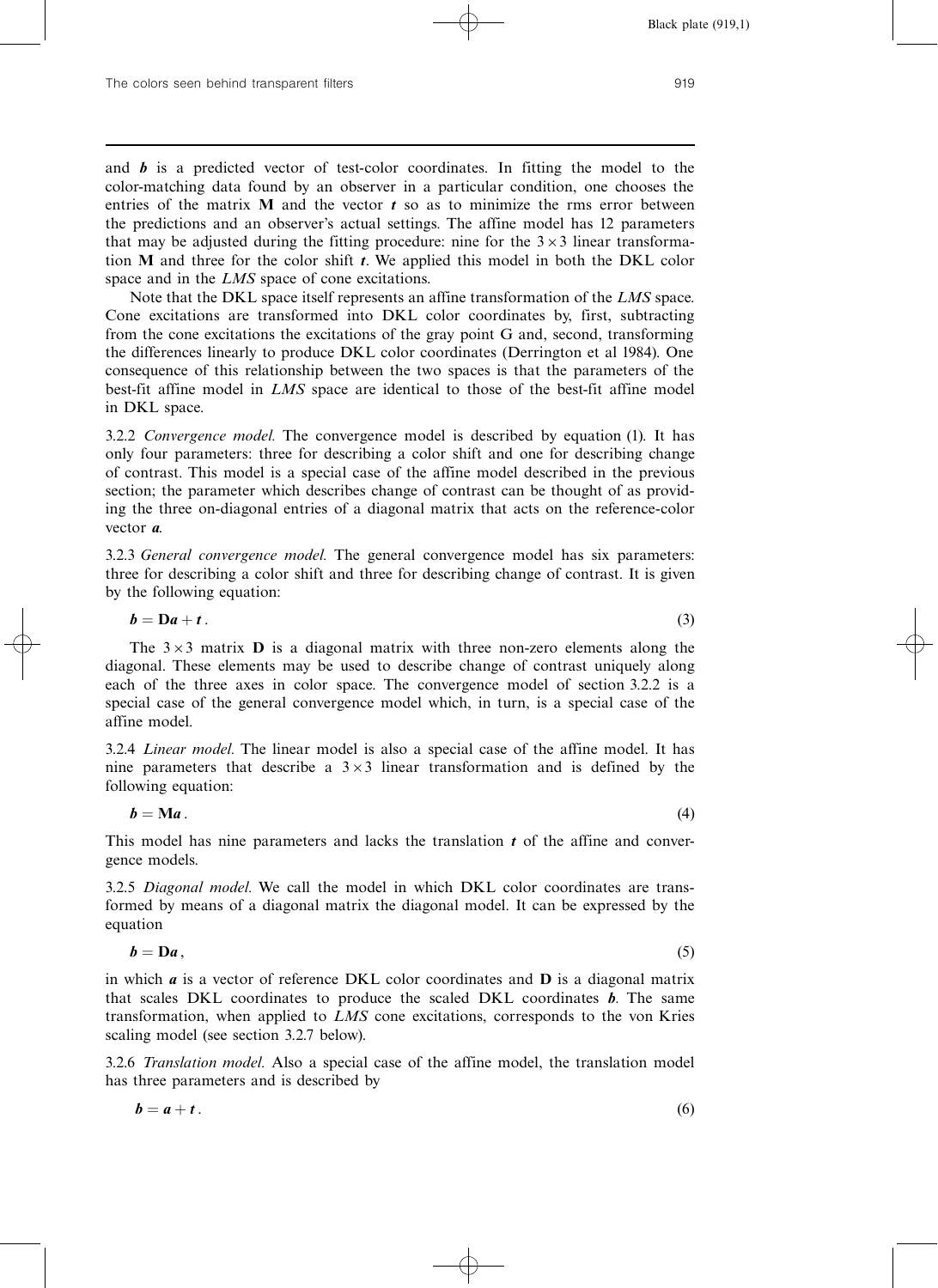and $\boldsymbol{b}$ is a predicted vector of test-color coordinates. In fitting the model to the color-matching data found by an observer in a particular condition, one chooses the entries of the matrix $\mathbf{M}$ and the vector $\boldsymbol{t}$ so as to minimize the rms error between the predictions and an observer's actual settings. The affine model has 12 parameters that may be adjusted during the fitting procedure: nine for the $3 \times 3$ linear transformation $\mathbf{M}$ and three for the color shift $\boldsymbol{t}$. We applied this model in both the DKL color space and in the *LMS* space of cone excitations.

Note that the DKL space itself represents an affine transformation of the *LMS* space. Cone excitations are transformed into DKL color coordinates by, first, subtracting from the cone excitations the excitations of the gray point G and, second, transforming the differences linearly to produce DKL color coordinates (Derrington et al 1984). One consequence of this relationship between the two spaces is that the parameters of the best-fit affine model in *LMS* space are identical to those of the best-fit affine model in DKL space.

3.2.2 *Convergence model.* The convergence model is described by equation (1). It has only four parameters: three for describing a color shift and one for describing change of contrast. This model is a special case of the affine model described in the previous section; the parameter which describes change of contrast can be thought of as providing the three on-diagonal entries of a diagonal matrix that acts on the reference-color vector $\boldsymbol{a}$.

3.2.3 *General convergence model.* The general convergence model has six parameters: three for describing a color shift and three for describing change of contrast. It is given by the following equation:

$$\boldsymbol{b} = \mathbf{D}\boldsymbol{a} + \boldsymbol{t}\,. \tag{3}$$

The $3 \times 3$ matrix $\mathbf{D}$ is a diagonal matrix with three non-zero elements along the diagonal. These elements may be used to describe change of contrast uniquely along each of the three axes in color space. The convergence model of section 3.2.2 is a special case of the general convergence model which, in turn, is a special case of the affine model.

3.2.4 *Linear model.* The linear model is also a special case of the affine model. It has nine parameters that describe a $3 \times 3$ linear transformation and is defined by the following equation:

$$\boldsymbol{b} = \mathbf{M}\boldsymbol{a}\,. \tag{4}$$

This model has nine parameters and lacks the translation $\boldsymbol{t}$ of the affine and convergence models.

3.2.5 *Diagonal model.* We call the model in which DKL color coordinates are transformed by means of a diagonal matrix the diagonal model. It can be expressed by the equation

$$\boldsymbol{b} = \mathbf{D}\boldsymbol{a}\,, \tag{5}$$

in which $\boldsymbol{a}$ is a vector of reference DKL color coordinates and $\mathbf{D}$ is a diagonal matrix that scales DKL coordinates to produce the scaled DKL coordinates $\boldsymbol{b}$. The same transformation, when applied to *LMS* cone excitations, corresponds to the von Kries scaling model (see section 3.2.7 below).

3.2.6 *Translation model.* Also a special case of the affine model, the translation model has three parameters and is described by

$$\boldsymbol{b} = \boldsymbol{a} + \boldsymbol{t}\,. \tag{6}$$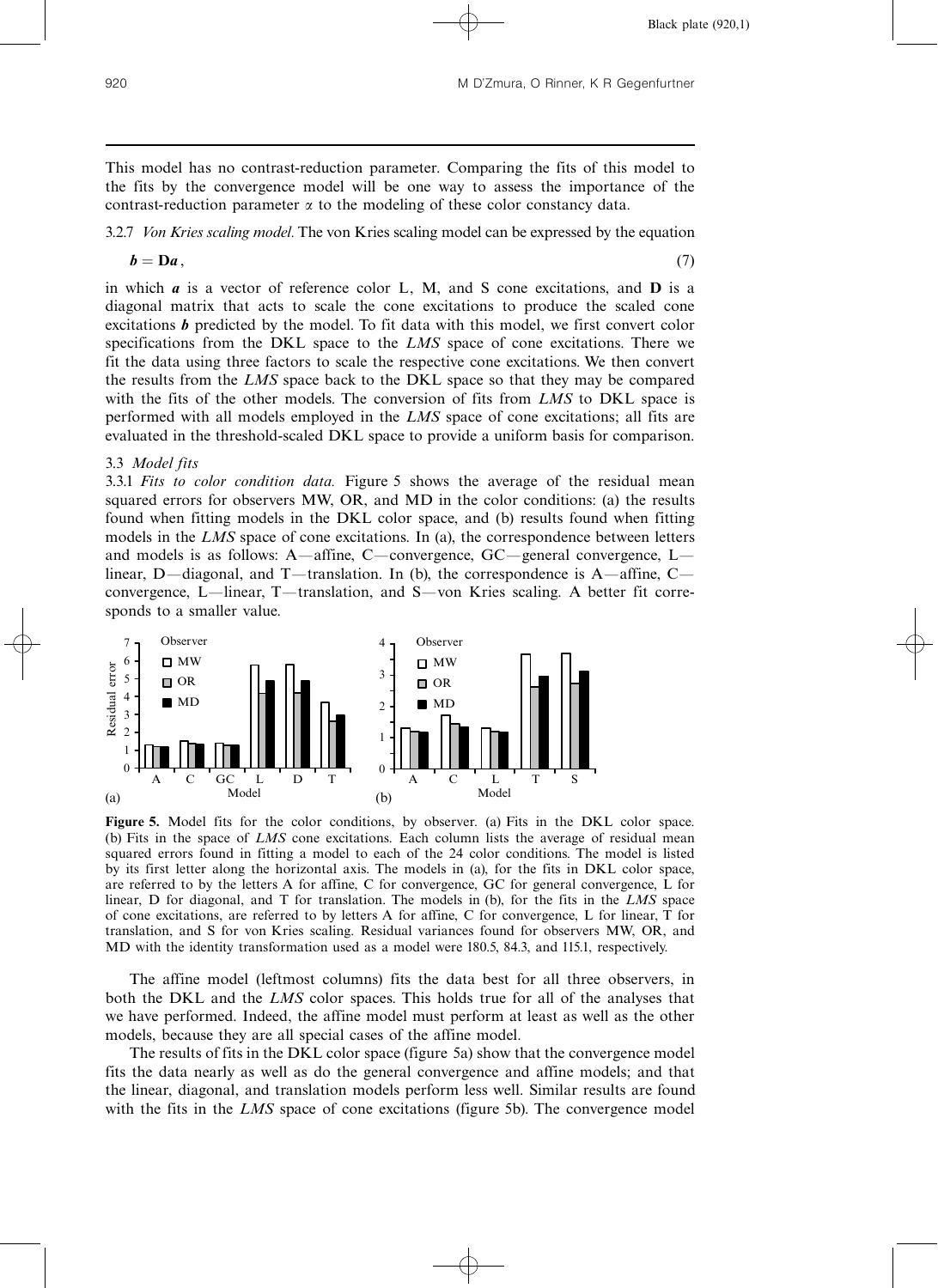This model has no contrast-reduction parameter. Comparing the fits of this model to the fits by the convergence model will be one way to assess the importance of the contrast-reduction parameter $\alpha$ to the modeling of these color constancy data.

3.2.7 *Von Kries scaling model.* The von Kries scaling model can be expressed by the equation

$$\boldsymbol{b} = \mathbf{D}\boldsymbol{a}\,, \tag{7}$$

in which $\boldsymbol{a}$ is a vector of reference color L, M, and S cone excitations, and $\mathbf{D}$ is a diagonal matrix that acts to scale the cone excitations to produce the scaled cone excitations $\boldsymbol{b}$ predicted by the model. To fit data with this model, we first convert color specifications from the DKL space to the *LMS* space of cone excitations. There we fit the data using three factors to scale the respective cone excitations. We then convert the results from the *LMS* space back to the DKL space so that they may be compared with the fits of the other models. The conversion of fits from *LMS* to DKL space is performed with all models employed in the *LMS* space of cone excitations; all fits are evaluated in the threshold-scaled DKL space to provide a uniform basis for comparison.

### 3.3 *Model fits*

3.3.1 *Fits to color condition data.* Figure 5 shows the average of the residual mean squared errors for observers MW, OR, and MD in the color conditions: (a) the results found when fitting models in the DKL color space, and (b) results found when fitting models in the *LMS* space of cone excitations. In (a), the correspondence between letters and models is as follows: A—affine, C—convergence, GC—general convergence, L—linear, D—diagonal, and T—translation. In (b), the correspondence is A—affine, C—convergence, L—linear, T—translation, and S—von Kries scaling. A better fit corresponds to a smaller value.

**Figure 5.** Model fits for the color conditions, by observer. (a) Fits in the DKL color space. (b) Fits in the space of *LMS* cone excitations. Each column lists the average of residual mean squared errors found in fitting a model to each of the 24 color conditions. The model is listed by its first letter along the horizontal axis. The models in (a), for the fits in DKL color space, are referred to by the letters A for affine, C for convergence, GC for general convergence, L for linear, D for diagonal, and T for translation. The models in (b), for the fits in the *LMS* space of cone excitations, are referred to by letters A for affine, C for convergence, L for linear, T for translation, and S for von Kries scaling. Residual variances found for observers MW, OR, and MD with the identity transformation used as a model were 180.5, 84.3, and 115.1, respectively.

The affine model (leftmost columns) fits the data best for all three observers, in both the DKL and the *LMS* color spaces. This holds true for all of the analyses that we have performed. Indeed, the affine model must perform at least as well as the other models, because they are all special cases of the affine model.

The results of fits in the DKL color space (figure 5a) show that the convergence model fits the data nearly as well as do the general convergence and affine models; and that the linear, diagonal, and translation models perform less well. Similar results are found with the fits in the *LMS* space of cone excitations (figure 5b). The convergence model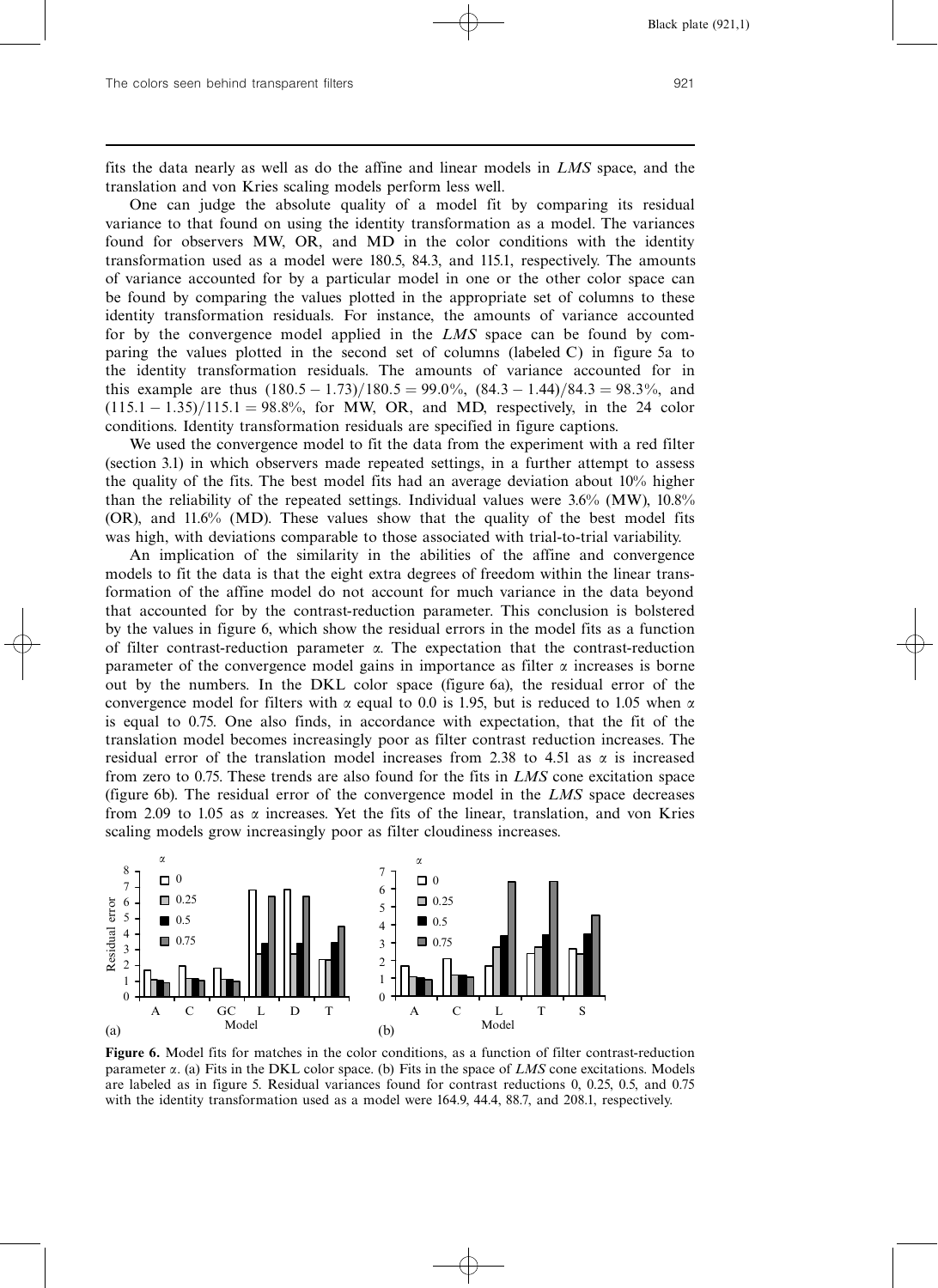fits the data nearly as well as do the affine and linear models in *LMS* space, and the translation and von Kries scaling models perform less well.

One can judge the absolute quality of a model fit by comparing its residual variance to that found on using the identity transformation as a model. The variances found for observers MW, OR, and MD in the color conditions with the identity transformation used as a model were 180.5, 84.3, and 115.1, respectively. The amounts of variance accounted for by a particular model in one or the other color space can be found by comparing the values plotted in the appropriate set of columns to these identity transformation residuals. For instance, the amounts of variance accounted for by the convergence model applied in the *LMS* space can be found by comparing the values plotted in the second set of columns (labeled C) in figure 5a to the identity transformation residuals. The amounts of variance accounted for in this example are thus $(180.5 - 1.73)/180.5 = 99.0\%$, $(84.3 - 1.44)/84.3 = 98.3\%$, and $(115.1 - 1.35)/115.1 = 98.8\%$, for MW, OR, and MD, respectively, in the 24 color conditions. Identity transformation residuals are specified in figure captions.

We used the convergence model to fit the data from the experiment with a red filter (section 3.1) in which observers made repeated settings, in a further attempt to assess the quality of the fits. The best model fits had an average deviation about 10% higher than the reliability of the repeated settings. Individual values were 3.6% (MW), 10.8% (OR), and 11.6% (MD). These values show that the quality of the best model fits was high, with deviations comparable to those associated with trial-to-trial variability.

An implication of the similarity in the abilities of the affine and convergence models to fit the data is that the eight extra degrees of freedom within the linear transformation of the affine model do not account for much variance in the data beyond that accounted for by the contrast-reduction parameter. This conclusion is bolstered by the values in figure 6, which show the residual errors in the model fits as a function of filter contrast-reduction parameter $\alpha$. The expectation that the contrast-reduction parameter of the convergence model gains in importance as filter $\alpha$ increases is borne out by the numbers. In the DKL color space (figure 6a), the residual error of the convergence model for filters with $\alpha$ equal to 0.0 is 1.95, but is reduced to 1.05 when $\alpha$ is equal to 0.75. One also finds, in accordance with expectation, that the fit of the translation model becomes increasingly poor as filter contrast reduction increases. The residual error of the translation model increases from 2.38 to 4.51 as $\alpha$ is increased from zero to 0.75. These trends are also found for the fits in *LMS* cone excitation space (figure 6b). The residual error of the convergence model in the *LMS* space decreases from 2.09 to 1.05 as $\alpha$ increases. Yet the fits of the linear, translation, and von Kries scaling models grow increasingly poor as filter cloudiness increases.

**Figure 6.** Model fits for matches in the color conditions, as a function of filter contrast-reduction parameter $\alpha$. (a) Fits in the DKL color space. (b) Fits in the space of *LMS* cone excitations. Models are labeled as in figure 5. Residual variances found for contrast reductions 0, 0.25, 0.5, and 0.75 with the identity transformation used as a model were 164.9, 44.4, 88.7, and 208.1, respectively.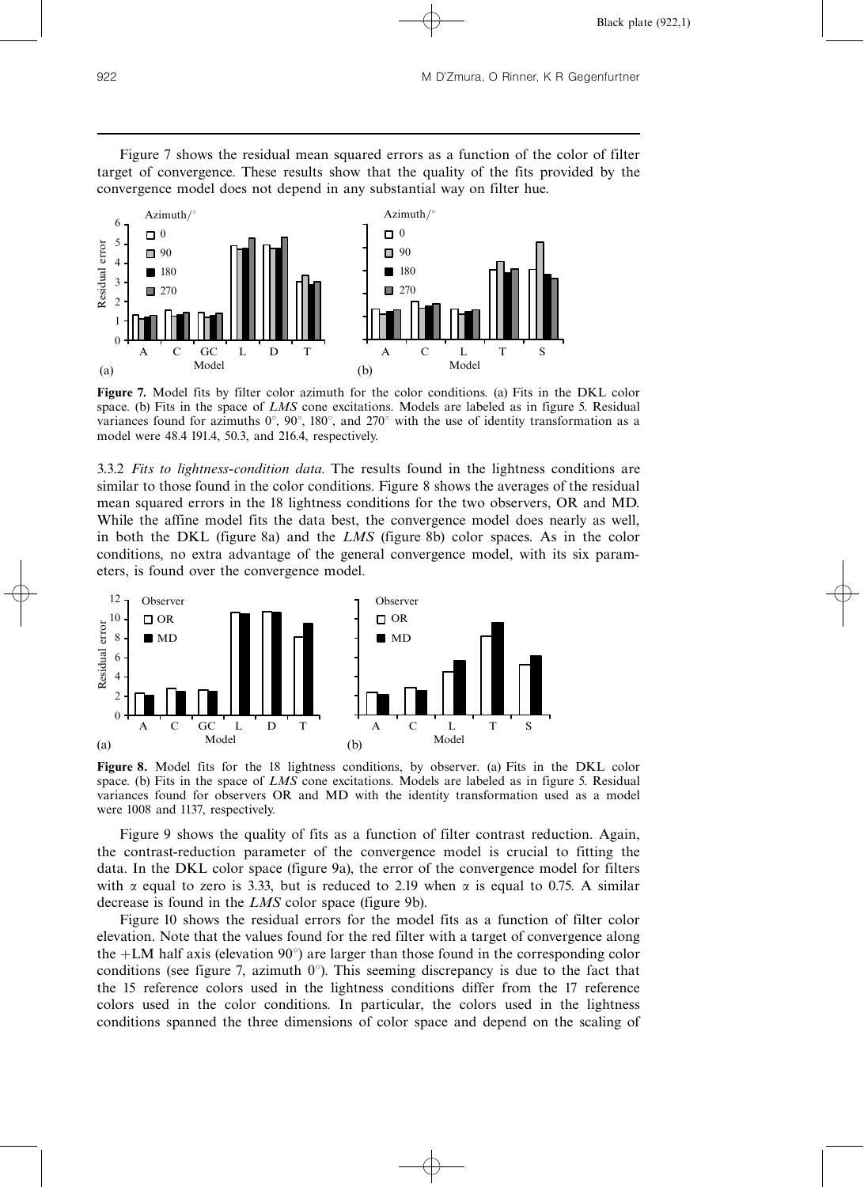Figure 7 shows the residual mean squared errors as a function of the color of filter target of convergence. These results show that the quality of the fits provided by the convergence model does not depend in any substantial way on filter hue.

**Figure 7.** Model fits by filter color azimuth for the color conditions. (a) Fits in the DKL color space. (b) Fits in the space of *LMS* cone excitations. Models are labeled as in figure 5. Residual variances found for azimuths 0°, 90°, 180°, and 270° with the use of identity transformation as a model were 48.4 191.4, 50.3, and 216.4, respectively.

3.3.2 *Fits to lightness-condition data.* The results found in the lightness conditions are similar to those found in the color conditions. Figure 8 shows the averages of the residual mean squared errors in the 18 lightness conditions for the two observers, OR and MD. While the affine model fits the data best, the convergence model does nearly as well, in both the DKL (figure 8a) and the *LMS* (figure 8b) color spaces. As in the color conditions, no extra advantage of the general convergence model, with its six parameters, is found over the convergence model.

**Figure 8.** Model fits for the 18 lightness conditions, by observer. (a) Fits in the DKL color space. (b) Fits in the space of *LMS* cone excitations. Models are labeled as in figure 5. Residual variances found for observers OR and MD with the identity transformation used as a model were 1008 and 1137, respectively.

Figure 9 shows the quality of fits as a function of filter contrast reduction. Again, the contrast-reduction parameter of the convergence model is crucial to fitting the data. In the DKL color space (figure 9a), the error of the convergence model for filters with $\alpha$ equal to zero is 3.33, but is reduced to 2.19 when $\alpha$ is equal to 0.75. A similar decrease is found in the *LMS* color space (figure 9b).

Figure 10 shows the residual errors for the model fits as a function of filter color elevation. Note that the values found for the red filter with a target of convergence along the +LM half axis (elevation 90°) are larger than those found in the corresponding color conditions (see figure 7, azimuth 0°). This seeming discrepancy is due to the fact that the 15 reference colors used in the lightness conditions differ from the 17 reference colors used in the color conditions. In particular, the colors used in the lightness conditions spanned the three dimensions of color space and depend on the scaling of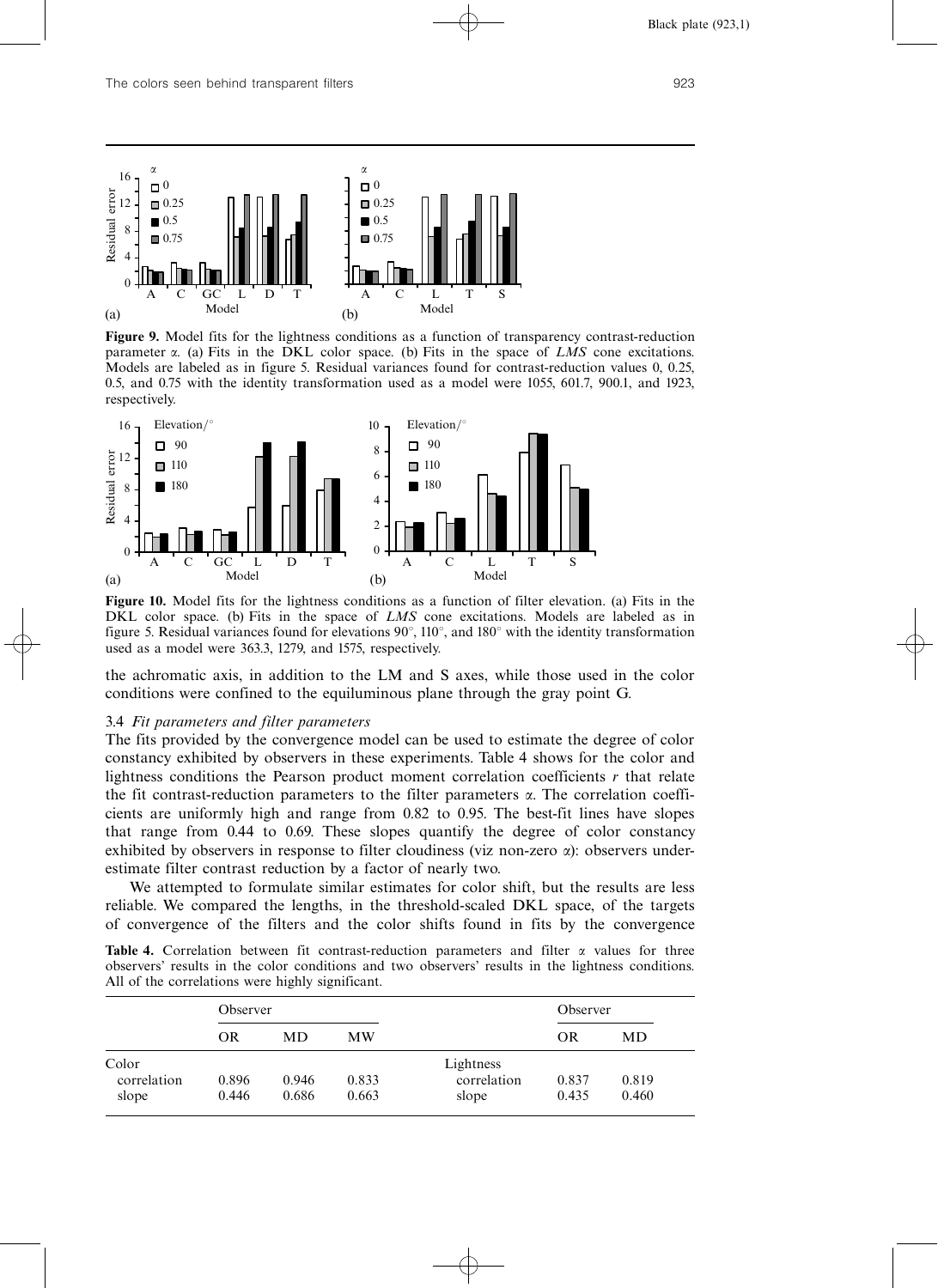**Figure 9.** Model fits for the lightness conditions as a function of transparency contrast-reduction parameter α. (a) Fits in the DKL color space. (b) Fits in the space of *LMS* cone excitations. Models are labeled as in figure 5. Residual variances found for contrast-reduction values 0, 0.25, 0.5, and 0.75 with the identity transformation used as a model were 1055, 601.7, 900.1, and 1923, respectively.

**Figure 10.** Model fits for the lightness conditions as a function of filter elevation. (a) Fits in the DKL color space. (b) Fits in the space of *LMS* cone excitations. Models are labeled as in figure 5. Residual variances found for elevations 90°, 110°, and 180° with the identity transformation used as a model were 363.3, 1279, and 1575, respectively.

the achromatic axis, in addition to the LM and S axes, while those used in the color conditions were confined to the equiluminous plane through the gray point G.

### 3.4 *Fit parameters and filter parameters*

The fits provided by the convergence model can be used to estimate the degree of color constancy exhibited by observers in these experiments. Table 4 shows for the color and lightness conditions the Pearson product moment correlation coefficients $r$ that relate the fit contrast-reduction parameters to the filter parameters α. The correlation coefficients are uniformly high and range from 0.82 to 0.95. The best-fit lines have slopes that range from 0.44 to 0.69. These slopes quantify the degree of color constancy exhibited by observers in response to filter cloudiness (viz non-zero α): observers underestimate filter contrast reduction by a factor of nearly two.

We attempted to formulate similar estimates for color shift, but the results are less reliable. We compared the lengths, in the threshold-scaled DKL space, of the targets of convergence of the filters and the color shifts found in fits by the convergence

**Table 4.** Correlation between fit contrast-reduction parameters and filter α values for three observers' results in the color conditions and two observers' results in the lightness conditions. All of the correlations were highly significant.

| | Observer | | | | Observer | |
|---|---|---|---|---|---|---|
| | OR | MD | MW | | OR | MD |
| Color | | | | Lightness | | |
| correlation | 0.896 | 0.946 | 0.833 | correlation | 0.837 | 0.819 |
| slope | 0.446 | 0.686 | 0.663 | slope | 0.435 | 0.460 |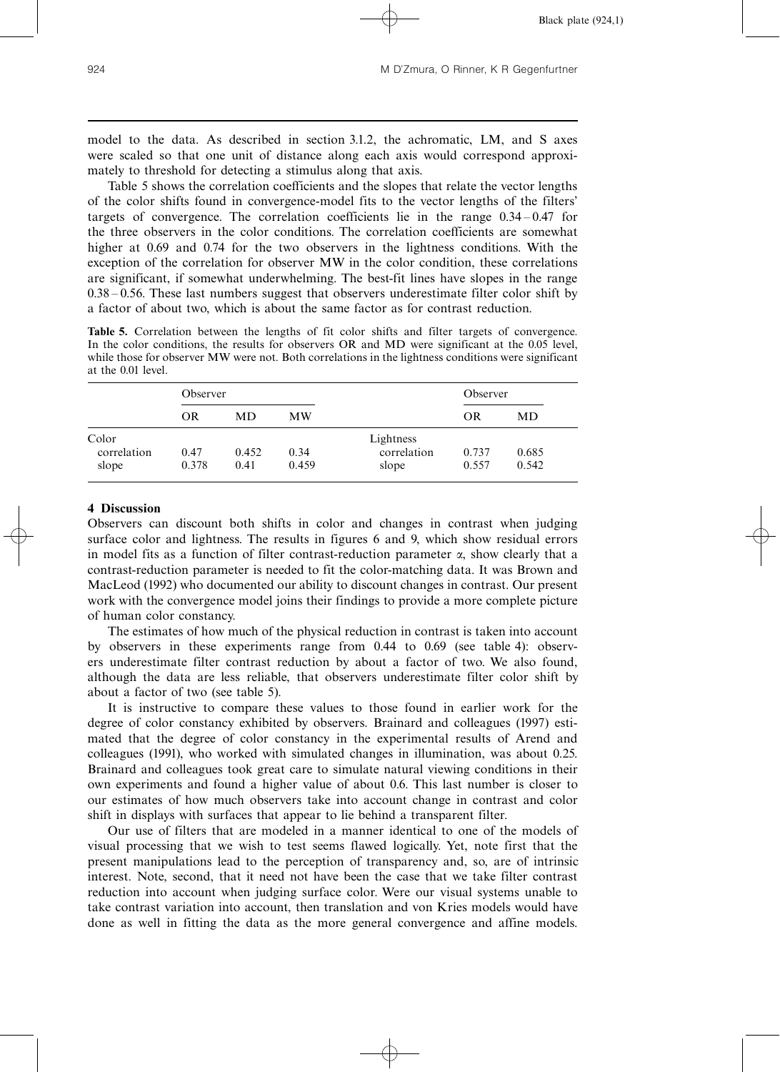model to the data. As described in section 3.1.2, the achromatic, LM, and S axes were scaled so that one unit of distance along each axis would correspond approximately to threshold for detecting a stimulus along that axis.

Table 5 shows the correlation coefficients and the slopes that relate the vector lengths of the color shifts found in convergence-model fits to the vector lengths of the filters' targets of convergence. The correlation coefficients lie in the range 0.34 – 0.47 for the three observers in the color conditions. The correlation coefficients are somewhat higher at 0.69 and 0.74 for the two observers in the lightness conditions. With the exception of the correlation for observer MW in the color condition, these correlations are significant, if somewhat underwhelming. The best-fit lines have slopes in the range 0.38 – 0.56. These last numbers suggest that observers underestimate filter color shift by a factor of about two, which is about the same factor as for contrast reduction.

**Table 5.** Correlation between the lengths of fit color shifts and filter targets of convergence. In the color conditions, the results for observers OR and MD were significant at the 0.05 level, while those for observer MW were not. Both correlations in the lightness conditions were significant at the 0.01 level.

| | Observer | | | | Observer | |
|---|---|---|---|---|---|---|
| | OR | MD | MW | | OR | MD |
| Color | | | | Lightness | | |
| correlation | 0.47 | 0.452 | 0.34 | correlation | 0.737 | 0.685 |
| slope | 0.378 | 0.41 | 0.459 | slope | 0.557 | 0.542 |

## 4 Discussion

Observers can discount both shifts in color and changes in contrast when judging surface color and lightness. The results in figures 6 and 9, which show residual errors in model fits as a function of filter contrast-reduction parameter $\alpha$, show clearly that a contrast-reduction parameter is needed to fit the color-matching data. It was Brown and MacLeod (1992) who documented our ability to discount changes in contrast. Our present work with the convergence model joins their findings to provide a more complete picture of human color constancy.

The estimates of how much of the physical reduction in contrast is taken into account by observers in these experiments range from 0.44 to 0.69 (see table 4): observers underestimate filter contrast reduction by about a factor of two. We also found, although the data are less reliable, that observers underestimate filter color shift by about a factor of two (see table 5).

It is instructive to compare these values to those found in earlier work for the degree of color constancy exhibited by observers. Brainard and colleagues (1997) estimated that the degree of color constancy in the experimental results of Arend and colleagues (1991), who worked with simulated changes in illumination, was about 0.25. Brainard and colleagues took great care to simulate natural viewing conditions in their own experiments and found a higher value of about 0.6. This last number is closer to our estimates of how much observers take into account change in contrast and color shift in displays with surfaces that appear to lie behind a transparent filter.

Our use of filters that are modeled in a manner identical to one of the models of visual processing that we wish to test seems flawed logically. Yet, note first that the present manipulations lead to the perception of transparency and, so, are of intrinsic interest. Note, second, that it need not have been the case that we take filter contrast reduction into account when judging surface color. Were our visual systems unable to take contrast variation into account, then translation and von Kries models would have done as well in fitting the data as the more general convergence and affine models.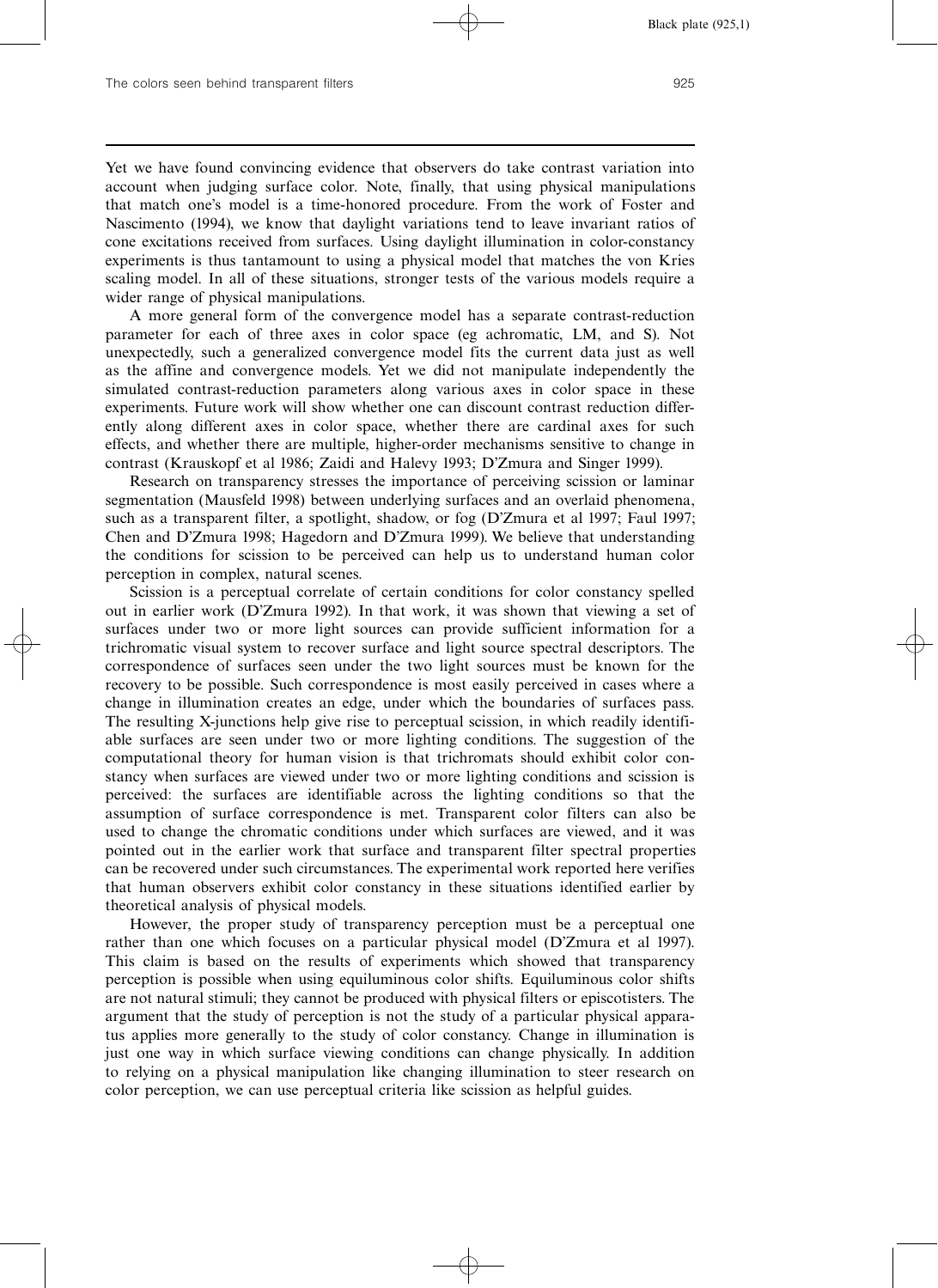Yet we have found convincing evidence that observers do take contrast variation into account when judging surface color. Note, finally, that using physical manipulations that match one's model is a time-honored procedure. From the work of Foster and Nascimento (1994), we know that daylight variations tend to leave invariant ratios of cone excitations received from surfaces. Using daylight illumination in color-constancy experiments is thus tantamount to using a physical model that matches the von Kries scaling model. In all of these situations, stronger tests of the various models require a wider range of physical manipulations.

A more general form of the convergence model has a separate contrast-reduction parameter for each of three axes in color space (eg achromatic, LM, and S). Not unexpectedly, such a generalized convergence model fits the current data just as well as the affine and convergence models. Yet we did not manipulate independently the simulated contrast-reduction parameters along various axes in color space in these experiments. Future work will show whether one can discount contrast reduction differently along different axes in color space, whether there are cardinal axes for such effects, and whether there are multiple, higher-order mechanisms sensitive to change in contrast (Krauskopf et al 1986; Zaidi and Halevy 1993; D'Zmura and Singer 1999).

Research on transparency stresses the importance of perceiving scission or laminar segmentation (Mausfeld 1998) between underlying surfaces and an overlaid phenomena, such as a transparent filter, a spotlight, shadow, or fog (D'Zmura et al 1997; Faul 1997; Chen and D'Zmura 1998; Hagedorn and D'Zmura 1999). We believe that understanding the conditions for scission to be perceived can help us to understand human color perception in complex, natural scenes.

Scission is a perceptual correlate of certain conditions for color constancy spelled out in earlier work (D'Zmura 1992). In that work, it was shown that viewing a set of surfaces under two or more light sources can provide sufficient information for a trichromatic visual system to recover surface and light source spectral descriptors. The correspondence of surfaces seen under the two light sources must be known for the recovery to be possible. Such correspondence is most easily perceived in cases where a change in illumination creates an edge, under which the boundaries of surfaces pass. The resulting X-junctions help give rise to perceptual scission, in which readily identifiable surfaces are seen under two or more lighting conditions. The suggestion of the computational theory for human vision is that trichromats should exhibit color constancy when surfaces are viewed under two or more lighting conditions and scission is perceived: the surfaces are identifiable across the lighting conditions so that the assumption of surface correspondence is met. Transparent color filters can also be used to change the chromatic conditions under which surfaces are viewed, and it was pointed out in the earlier work that surface and transparent filter spectral properties can be recovered under such circumstances. The experimental work reported here verifies that human observers exhibit color constancy in these situations identified earlier by theoretical analysis of physical models.

However, the proper study of transparency perception must be a perceptual one rather than one which focuses on a particular physical model (D'Zmura et al 1997). This claim is based on the results of experiments which showed that transparency perception is possible when using equiluminous color shifts. Equiluminous color shifts are not natural stimuli; they cannot be produced with physical filters or episcotisters. The argument that the study of perception is not the study of a particular physical apparatus applies more generally to the study of color constancy. Change in illumination is just one way in which surface viewing conditions can change physically. In addition to relying on a physical manipulation like changing illumination to steer research on color perception, we can use perceptual criteria like scission as helpful guides.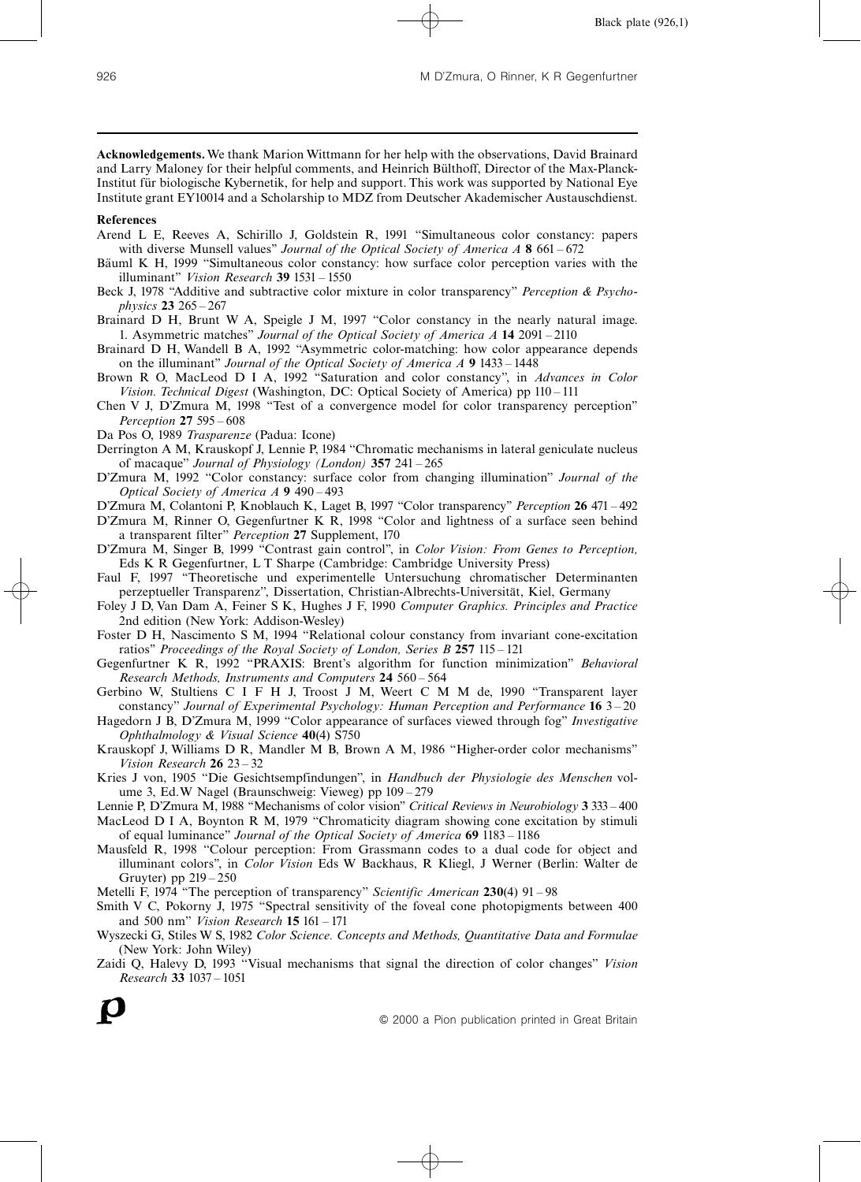**Acknowledgements.** We thank Marion Wittmann for her help with the observations, David Brainard and Larry Maloney for their helpful comments, and Heinrich Bülthoff, Director of the Max-Planck-Institut für biologische Kybernetik, for help and support. This work was supported by National Eye Institute grant EY10014 and a Scholarship to MDZ from Deutscher Akademischer Austauschdienst.

**References**

Arend L E, Reeves A, Schirillo J, Goldstein R, 1991 "Simultaneous color constancy: papers with diverse Munsell values" *Journal of the Optical Society of America A* **8** 661 – 672

Bäuml K H, 1999 "Simultaneous color constancy: how surface color perception varies with the illuminant" *Vision Research* **39** 1531 – 1550

Beck J, 1978 "Additive and subtractive color mixture in color transparency" *Perception & Psychophysics* **23** 265 – 267

Brainard D H, Brunt W A, Speigle J M, 1997 "Color constancy in the nearly natural image. 1. Asymmetric matches" *Journal of the Optical Society of America A* **14** 2091 – 2110

Brainard D H, Wandell B A, 1992 "Asymmetric color-matching: how color appearance depends on the illuminant" *Journal of the Optical Society of America A* **9** 1433 – 1448

Brown R O, MacLeod D I A, 1992 "Saturation and color constancy", in *Advances in Color Vision. Technical Digest* (Washington, DC: Optical Society of America) pp 110 – 111

Chen V J, D'Zmura M, 1998 "Test of a convergence model for color transparency perception" *Perception* **27** 595 – 608

Da Pos O, 1989 *Trasparenze* (Padua: Icone)

Derrington A M, Krauskopf J, Lennie P, 1984 "Chromatic mechanisms in lateral geniculate nucleus of macaque" *Journal of Physiology (London)* **357** 241 – 265

D'Zmura M, 1992 "Color constancy: surface color from changing illumination" *Journal of the Optical Society of America A* **9** 490 – 493

D'Zmura M, Colantoni P, Knoblauch K, Laget B, 1997 "Color transparency" *Perception* **26** 471 – 492

D'Zmura M, Rinner O, Gegenfurtner K R, 1998 "Color and lightness of a surface seen behind a transparent filter" *Perception* **27** Supplement, 170

D'Zmura M, Singer B, 1999 "Contrast gain control", in *Color Vision: From Genes to Perception,* Eds K R Gegenfurtner, L T Sharpe (Cambridge: Cambridge University Press)

Faul F, 1997 "Theoretische und experimentelle Untersuchung chromatischer Determinanten perzeptueller Transparenz", Dissertation, Christian-Albrechts-Universität, Kiel, Germany

Foley J D, Van Dam A, Feiner S K, Hughes J F, 1990 *Computer Graphics. Principles and Practice* 2nd edition (New York: Addison-Wesley)

Foster D H, Nascimento S M, 1994 "Relational colour constancy from invariant cone-excitation ratios" *Proceedings of the Royal Society of London, Series B* **257** 115 – 121

Gegenfurtner K R, 1992 "PRAXIS: Brent's algorithm for function minimization" *Behavioral Research Methods, Instruments and Computers* **24** 560 – 564

Gerbino W, Stultiens C I F H J, Troost J M, Weert C M M de, 1990 "Transparent layer constancy" *Journal of Experimental Psychology: Human Perception and Performance* **16** 3 – 20

Hagedorn J B, D'Zmura M, 1999 "Color appearance of surfaces viewed through fog" *Investigative Ophthalmology & Visual Science* **40**(4) S750

Krauskopf J, Williams D R, Mandler M B, Brown A M, 1986 "Higher-order color mechanisms" *Vision Research* **26** 23 – 32

Kries J von, 1905 "Die Gesichtsempfindungen", in *Handbuch der Physiologie des Menschen* volume 3, Ed. W Nagel (Braunschweig: Vieweg) pp 109 – 279

Lennie P, D'Zmura M, 1988 "Mechanisms of color vision" *Critical Reviews in Neurobiology* **3** 333 – 400

MacLeod D I A, Boynton R M, 1979 "Chromaticity diagram showing cone excitation by stimuli of equal luminance" *Journal of the Optical Society of America* **69** 1183 – 1186

Mausfeld R, 1998 "Colour perception: From Grassmann codes to a dual code for object and illuminant colors", in *Color Vision* Eds W Backhaus, R Kliegl, J Werner (Berlin: Walter de Gruyter) pp 219 – 250

Metelli F, 1974 "The perception of transparency" *Scientific American* **230**(4) 91 – 98

Smith V C, Pokorny J, 1975 "Spectral sensitivity of the foveal cone photopigments between 400 and 500 nm" *Vision Research* **15** 161 – 171

Wyszecki G, Stiles W S, 1982 *Color Science. Concepts and Methods, Quantitative Data and Formulae* (New York: John Wiley)

Zaidi Q, Halevy D, 1993 "Visual mechanisms that signal the direction of color changes" *Vision Research* **33** 1037 – 1051

© 2000 a Pion publication printed in Great Britain